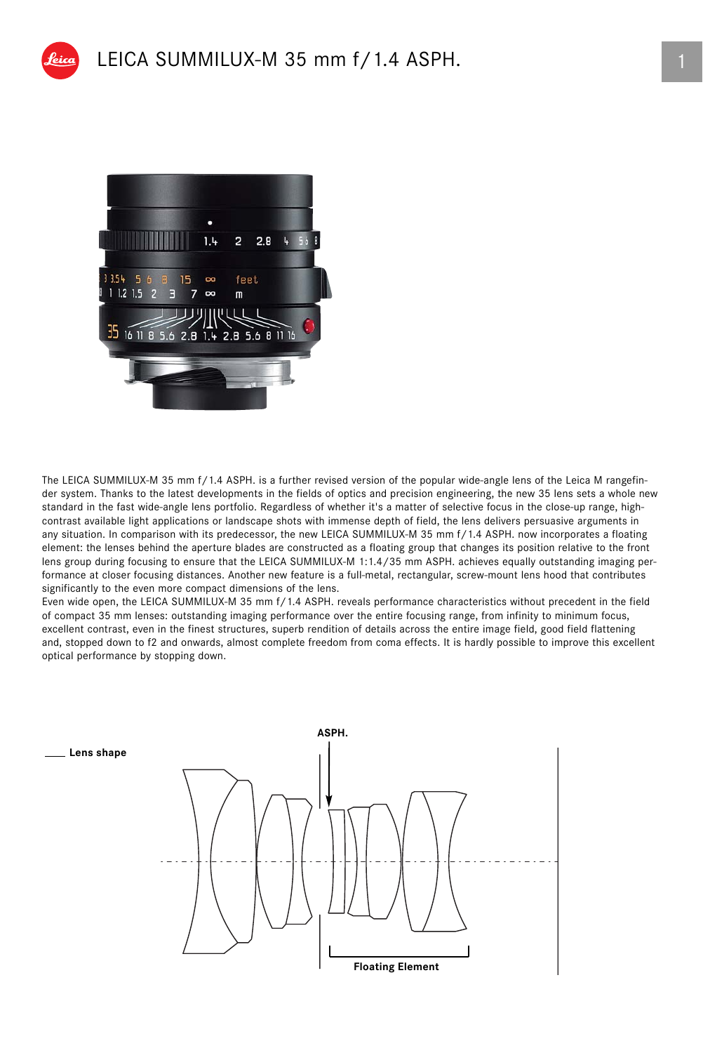# LEICA SUMMILUX-M 35 mm f/1.4 ASPH.

The LEICA SUMMILUX-M 35 mm f/1.4 ASPH. is a further revised version of the popular wide-angle lens of the Leica M rangefinder system. Thanks to the latest developments in the fields of optics and precision engineering, the new 35 lens sets a whole new standard in the fast wide-angle lens portfolio. Regardless of whether it's a matter of selective focus in the close-up range, high-contrast available light applications or landscape shots with immense depth of field, the lens delivers persuasive arguments in any situation. In comparison with its predecessor, the new LEICA SUMMILUX-M 35 mm f/1.4 ASPH. now incorporates a floating element: the lenses behind the aperture blades are constructed as a floating group that changes its position relative to the front lens group during focusing to ensure that the LEICA SUMMILUX-M 1:1.4/35 mm ASPH. achieves equally outstanding imaging performance at closer focusing distances. Another new feature is a full-metal, rectangular, screw-mount lens hood that contributes significantly to the even more compact dimensions of the lens.
Even wide open, the LEICA SUMMILUX-M 35 mm f/1.4 ASPH. reveals performance characteristics without precedent in the field of compact 35 mm lenses: outstanding imaging performance over the entire focusing range, from infinity to minimum focus, excellent contrast, even in the finest structures, superb rendition of details across the entire image field, good field flattening and, stopped down to f2 and onwards, almost complete freedom from coma effects. It is hardly possible to improve this excellent optical performance by stopping down.

**Lens shape**

ASPH.

Floating Element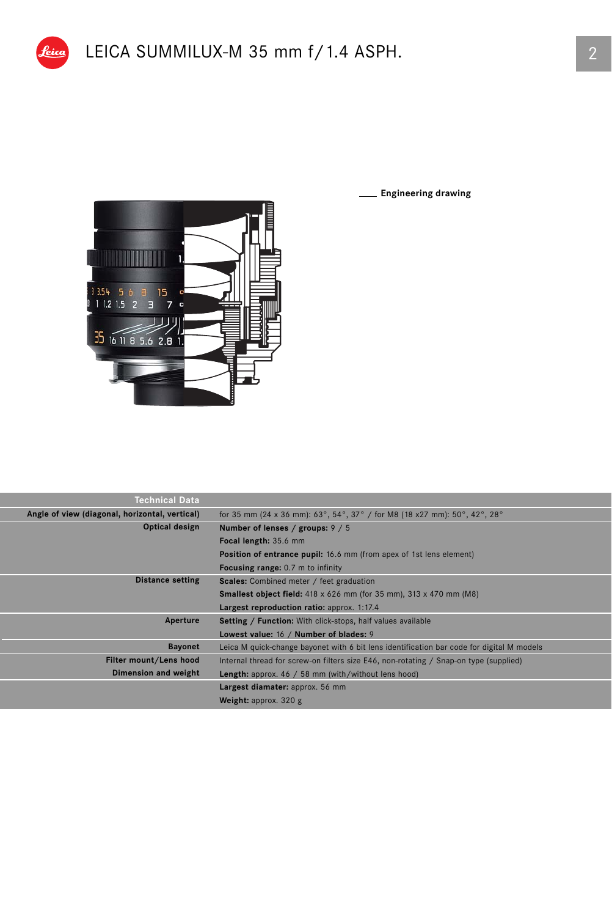# LEICA SUMMILUX-M 35 mm f/1.4 ASPH.

Engineering drawing

| Technical Data | |
|---|---|
| Angle of view (diagonal, horizontal, vertical) | for 35 mm (24 x 36 mm): 63°, 54°, 37° / for M8 (18 x27 mm): 50°, 42°, 28° |
| Optical design | **Number of lenses / groups:** 9 / 5 |
| | **Focal length:** 35.6 mm |
| | **Position of entrance pupil:** 16.6 mm (from apex of 1st lens element) |
| | **Focusing range:** 0.7 m to infinity |
| Distance setting | **Scales:** Combined meter / feet graduation |
| | **Smallest object field:** 418 x 626 mm (for 35 mm), 313 x 470 mm (M8) |
| | **Largest reproduction ratio:** approx. 1:17.4 |
| Aperture | **Setting / Function:** With click-stops, half values available |
| | **Lowest value:** 16 / **Number of blades:** 9 |
| Bayonet | Leica M quick-change bayonet with 6 bit lens identification bar code for digital M models |
| Filter mount/Lens hood | Internal thread for screw-on filters size E46, non-rotating / Snap-on type (supplied) |
| Dimension and weight | **Length:** approx. 46 / 58 mm (with/without lens hood) |
| | **Largest diamater:** approx. 56 mm |
| | **Weight:** approx. 320 g |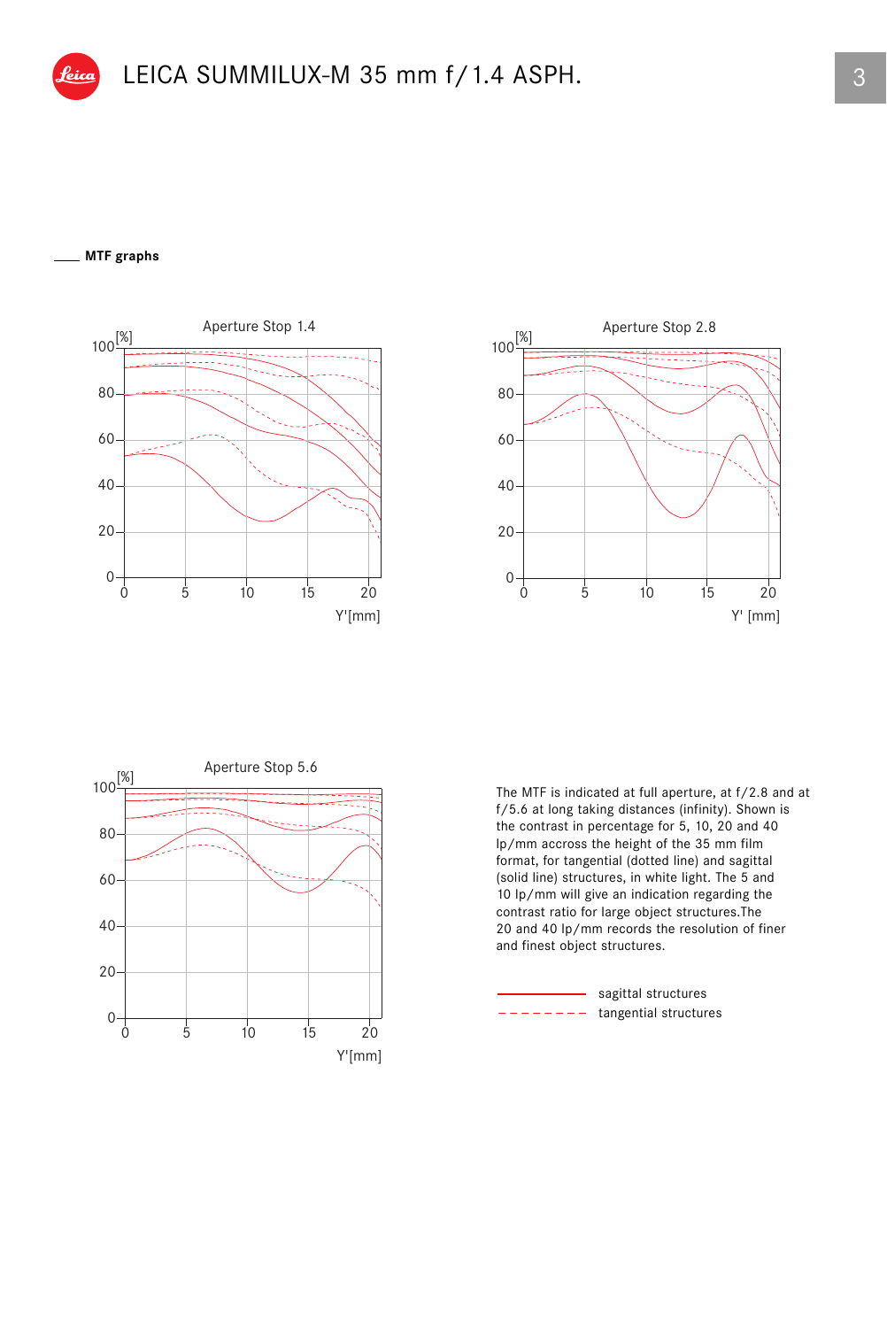# LEICA SUMMILUX-M 35 mm f / 1.4 ASPH.

## MTF graphs

Aperture Stop 1.4

Aperture Stop 2.8

Aperture Stop 5.6

The MTF is indicated at full aperture, at f / 2.8 and at f / 5.6 at long taking distances (infinity). Shown is the contrast in percentage for 5, 10, 20 and 40 lp/mm accross the height of the 35 mm film format, for tangential (dotted line) and sagittal (solid line) structures, in white light. The 5 and 10 lp/mm will give an indication regarding the contrast ratio for large object structures.The 20 and 40 lp/mm records the resolution of finer and finest object structures.

sagittal structures

tangential structures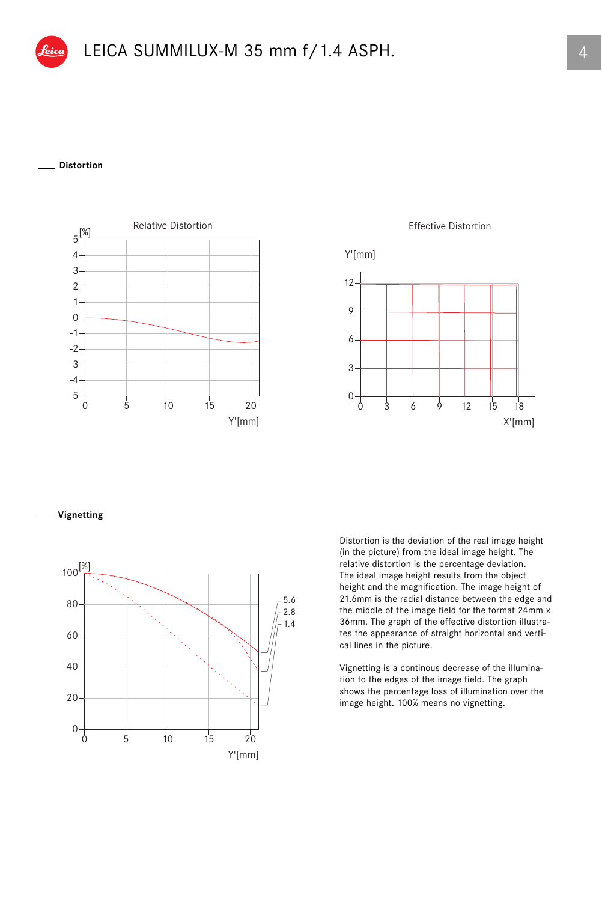## Distortion

Relative Distortion

Effective Distortion

## Vignetting

Distortion is the deviation of the real image height (in the picture) from the ideal image height. The relative distortion is the percentage deviation. The ideal image height results from the object height and the magnification. The image height of 21.6mm is the radial distance between the edge and the middle of the image field for the format 24mm x 36mm. The graph of the effective distortion illustrates the appearance of straight horizontal and vertical lines in the picture.

Vignetting is a continous decrease of the illumination to the edges of the image field. The graph shows the percentage loss of illumination over the image height. 100% means no vignetting.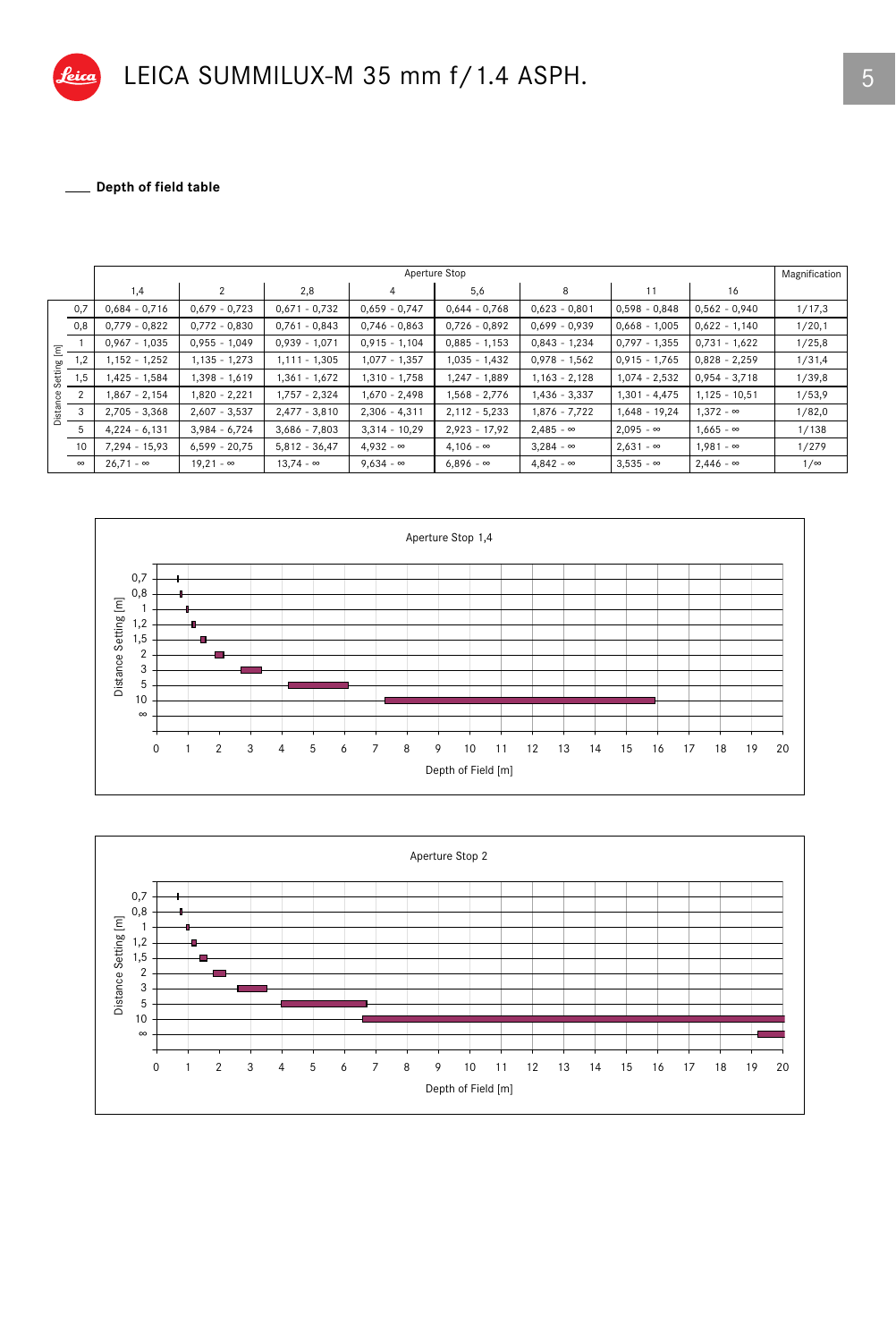# LEICA SUMMILUX-M 35 mm f/1.4 ASPH.

## Depth of field table

| Distance Setting [m] | Aperture Stop 1,4 | 2 | 2,8 | 4 | 5,6 | 8 | 11 | 16 | Magnification |
|---|---|---|---|---|---|---|---|---|---|
| 0,7 | 0,684 - 0,716 | 0,679 - 0,723 | 0,671 - 0,732 | 0,659 - 0,747 | 0,644 - 0,768 | 0,623 - 0,801 | 0,598 - 0,848 | 0,562 - 0,940 | 1/17,3 |
| 0,8 | 0,779 - 0,822 | 0,772 - 0,830 | 0,761 - 0,843 | 0,746 - 0,863 | 0,726 - 0,892 | 0,699 - 0,939 | 0,668 - 1,005 | 0,622 - 1,140 | 1/20,1 |
| 1 | 0,967 - 1,035 | 0,955 - 1,049 | 0,939 - 1,071 | 0,915 - 1,104 | 0,885 - 1,153 | 0,843 - 1,234 | 0,797 - 1,355 | 0,731 - 1,622 | 1/25,8 |
| 1,2 | 1,152 - 1,252 | 1,135 - 1,273 | 1,111 - 1,305 | 1,077 - 1,357 | 1,035 - 1,432 | 0,978 - 1,562 | 0,915 - 1,765 | 0,828 - 2,259 | 1/31,4 |
| 1,5 | 1,425 - 1,584 | 1,398 - 1,619 | 1,361 - 1,672 | 1,310 - 1,758 | 1,247 - 1,889 | 1,163 - 2,128 | 1,074 - 2,532 | 0,954 - 3,718 | 1/39,8 |
| 2 | 1,867 - 2,154 | 1,820 - 2,221 | 1,757 - 2,324 | 1,670 - 2,498 | 1,568 - 2,776 | 1,436 - 3,337 | 1,301 - 4,475 | 1,125 - 10,51 | 1/53,9 |
| 3 | 2,705 - 3,368 | 2,607 - 3,537 | 2,477 - 3,810 | 2,306 - 4,311 | 2,112 - 5,233 | 1,876 - 7,722 | 1,648 - 19,24 | 1,372 - ∞ | 1/82,0 |
| 5 | 4,224 - 6,131 | 3,984 - 6,724 | 3,686 - 7,803 | 3,314 - 10,29 | 2,923 - 17,92 | 2,485 - ∞ | 2,095 - ∞ | 1,665 - ∞ | 1/138 |
| 10 | 7,294 - 15,93 | 6,599 - 20,75 | 5,812 - 36,47 | 4,932 - ∞ | 4,106 - ∞ | 3,284 - ∞ | 2,631 - ∞ | 1,981 - ∞ | 1/279 |
| ∞ | 26,71 - ∞ | 19,21 - ∞ | 13,74 - ∞ | 9,634 - ∞ | 6,896 - ∞ | 4,842 - ∞ | 3,535 - ∞ | 2,446 - ∞ | 1/∞ |

Aperture Stop 1,4

Distance Setting [m] / Depth of Field [m]

Aperture Stop 2

Distance Setting [m] / Depth of Field [m]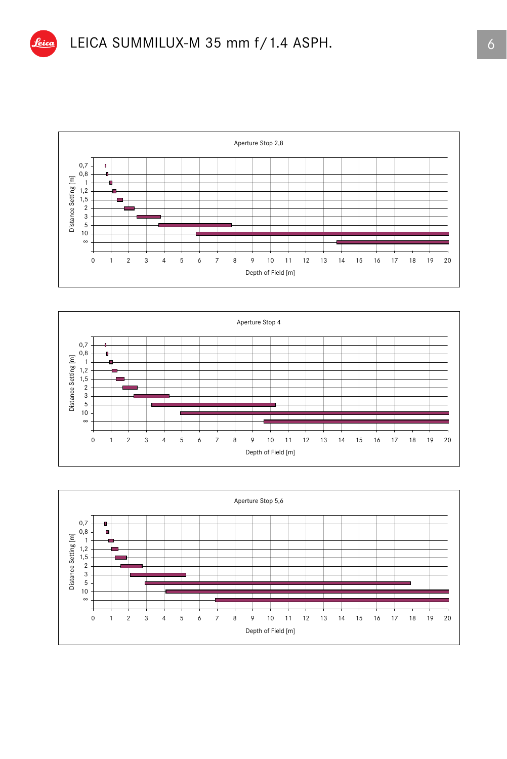# LEICA SUMMILUX-M 35 mm f/1.4 ASPH.

Aperture Stop 2,8

Distance Setting [m]: 0,7 · 0,8 · 1 · 1,2 · 1,5 · 2 · 3 · 5 · 10 · ∞

Depth of Field [m]: 0 1 2 3 4 5 6 7 8 9 10 11 12 13 14 15 16 17 18 19 20

Aperture Stop 4

Distance Setting [m]: 0,7 · 0,8 · 1 · 1,2 · 1,5 · 2 · 3 · 5 · 10 · ∞

Depth of Field [m]: 0 1 2 3 4 5 6 7 8 9 10 11 12 13 14 15 16 17 18 19 20

Aperture Stop 5,6

Distance Setting [m]: 0,7 · 0,8 · 1 · 1,2 · 1,5 · 2 · 3 · 5 · 10 · ∞

Depth of Field [m]: 0 1 2 3 4 5 6 7 8 9 10 11 12 13 14 15 16 17 18 19 20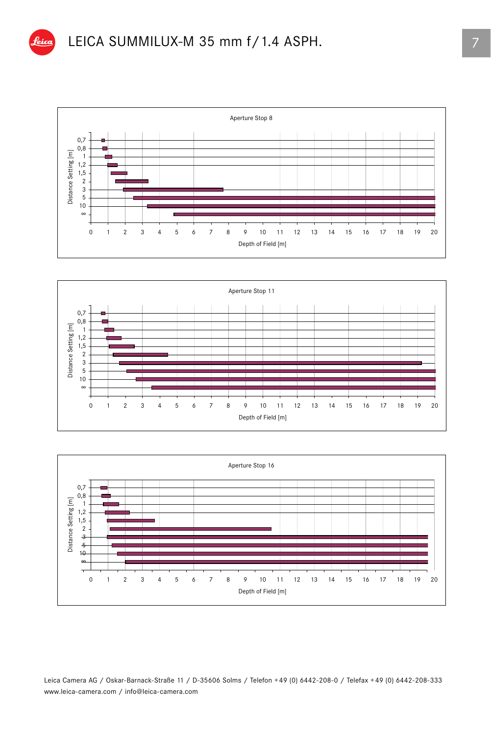# LEICA SUMMILUX-M 35 mm f/1.4 ASPH.

Aperture Stop 8

Distance Setting [m]

0,7
0,8
1
1,2
1,5
2
3
5
10
∞

0 1 2 3 4 5 6 7 8 9 10 11 12 13 14 15 16 17 18 19 20

Depth of Field [m]

Aperture Stop 11

Distance Setting [m]

0,7
0,8
1
1,2
1,5
2
3
5
10
∞

0 1 2 3 4 5 6 7 8 9 10 11 12 13 14 15 16 17 18 19 20

Depth of Field [m]

Aperture Stop 16

Distance Setting [m]

0,7
0,8
1
1,2
1,5
2
3
5
10
∞

0 1 2 3 4 5 6 7 8 9 10 11 12 13 14 15 16 17 18 19 20

Depth of Field [m]

Leica Camera AG / Oskar-Barnack-Straße 11 / D-35606 Solms / Telefon +49 (0) 6442-208-0 / Telefax +49 (0) 6442-208-333
www.leica-camera.com / info@leica-camera.com